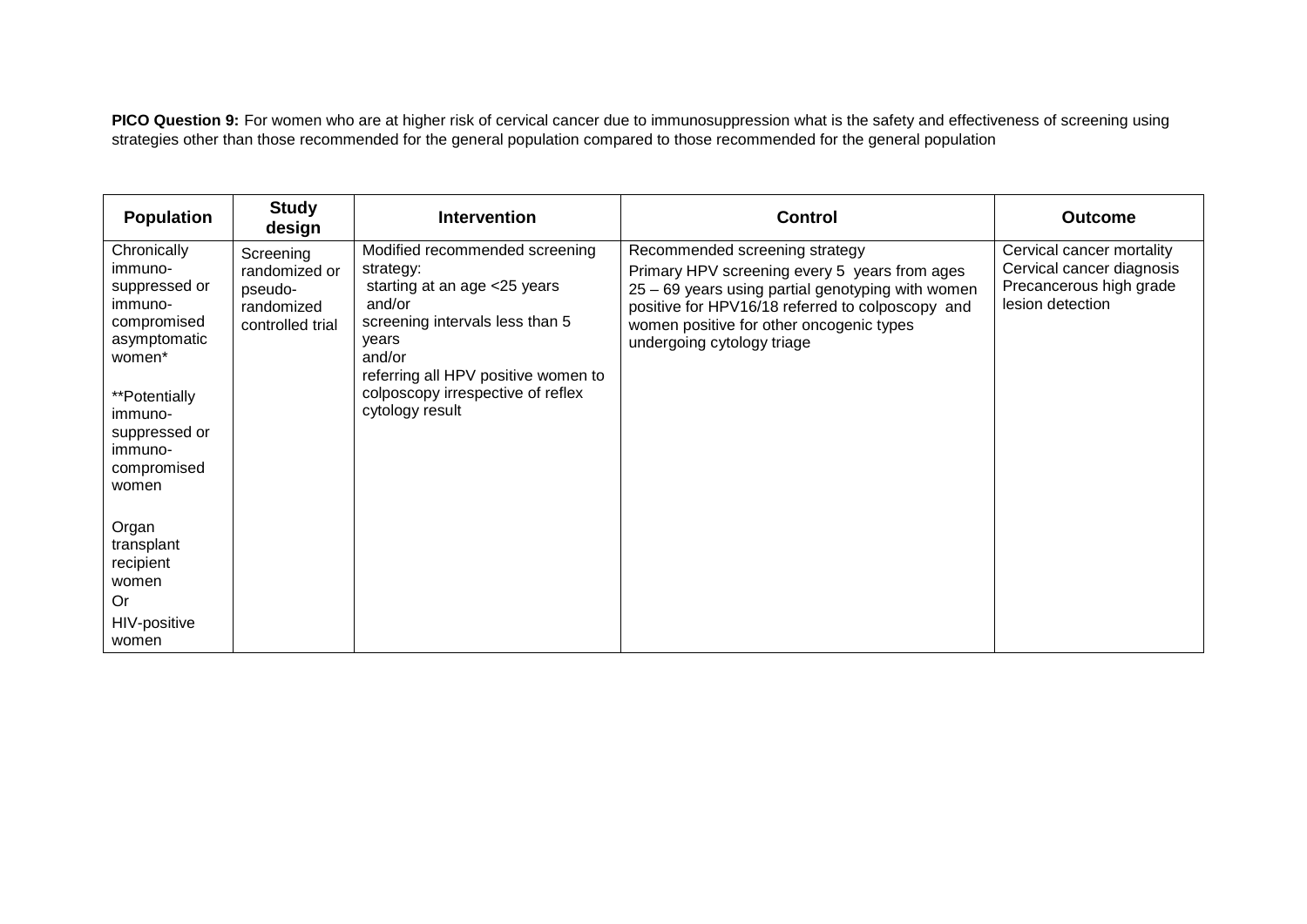**PICO Question 9:** For women who are at higher risk of cervical cancer due to immunosuppression what is the safety and effectiveness of screening using strategies other than those recommended for the general population compared to those recommended for the general population

| Population | Study design | Intervention | Control | Outcome |
|---|---|---|---|---|
| Chronically immuno-suppressed or immuno-compromised asymptomatic women*<br><br>**Potentially immuno-suppressed or immuno-compromised women<br><br>Organ transplant recipient women<br>Or<br>HIV-positive women | Screening randomized or pseudo-randomized controlled trial | Modified recommended screening strategy:<br>starting at an age <25 years<br>and/or<br>screening intervals less than 5 years<br>and/or<br>referring all HPV positive women to colposcopy irrespective of reflex cytology result | Recommended screening strategy<br>Primary HPV screening every 5 years from ages 25 – 69 years using partial genotyping with women positive for HPV16/18 referred to colposcopy and women positive for other oncogenic types undergoing cytology triage | Cervical cancer mortality<br>Cervical cancer diagnosis<br>Precancerous high grade lesion detection |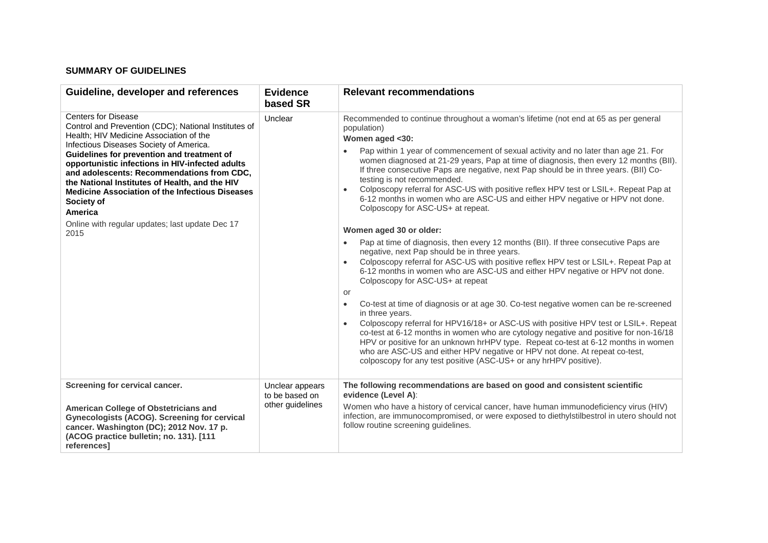**SUMMARY OF GUIDELINES**

| Guideline, developer and references | Evidence based SR | Relevant recommendations |
|---|---|---|
| Centers for Disease Control and Prevention (CDC); National Institutes of Health; HIV Medicine Association of the Infectious Diseases Society of America. **Guidelines for prevention and treatment of opportunistic infections in HIV-infected adults and adolescents: Recommendations from CDC, the National Institutes of Health, and the HIV Medicine Association of the Infectious Diseases Society of America**<br><br>Online with regular updates; last update Dec 17 2015 | Unclear | Recommended to continue throughout a woman's lifetime (not end at 65 as per general population)<br>**Women aged <30:**<br>• Pap within 1 year of commencement of sexual activity and no later than age 21. For women diagnosed at 21-29 years, Pap at time of diagnosis, then every 12 months (BII). If three consecutive Paps are negative, next Pap should be in three years. (BII) Co-testing is not recommended.<br>• Colposcopy referral for ASC-US with positive reflex HPV test or LSIL+. Repeat Pap at 6-12 months in women who are ASC-US and either HPV negative or HPV not done. Colposcopy for ASC-US+ at repeat.<br><br>**Women aged 30 or older:**<br>• Pap at time of diagnosis, then every 12 months (BII). If three consecutive Paps are negative, next Pap should be in three years.<br>• Colposcopy referral for ASC-US with positive reflex HPV test or LSIL+. Repeat Pap at 6-12 months in women who are ASC-US and either HPV negative or HPV not done. Colposcopy for ASC-US+ at repeat<br>or<br>• Co-test at time of diagnosis or at age 30. Co-test negative women can be re-screened in three years.<br>• Colposcopy referral for HPV16/18+ or ASC-US with positive HPV test or LSIL+. Repeat co-test at 6-12 months in women who are cytology negative and positive for non-16/18 HPV or positive for an unknown hrHPV type. Repeat co-test at 6-12 months in women who are ASC-US and either HPV negative or HPV not done. At repeat co-test, colposcopy for any test positive (ASC-US+ or any hrHPV positive). |
| **Screening for cervical cancer.**<br><br>**American College of Obstetricians and Gynecologists (ACOG). Screening for cervical cancer. Washington (DC); 2012 Nov. 17 p. (ACOG practice bulletin; no. 131). [111 references]** | Unclear appears to be based on other guidelines | **The following recommendations are based on good and consistent scientific evidence (Level A)**:<br>Women who have a history of cervical cancer, have human immunodeficiency virus (HIV) infection, are immunocompromised, or were exposed to diethylstilbestrol in utero should not follow routine screening guidelines. |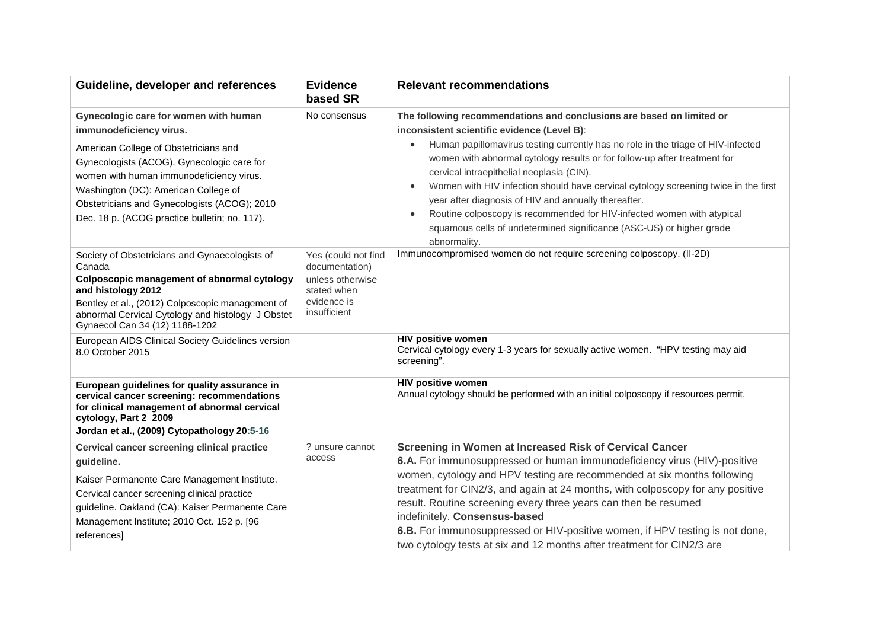| Guideline, developer and references | Evidence based SR | Relevant recommendations |
|---|---|---|
| **Gynecologic care for women with human immunodeficiency virus.** <br><br> American College of Obstetricians and Gynecologists (ACOG). Gynecologic care for women with human immunodeficiency virus. Washington (DC): American College of Obstetricians and Gynecologists (ACOG); 2010 Dec. 18 p. (ACOG practice bulletin; no. 117). | No consensus | **The following recommendations and conclusions are based on limited or inconsistent scientific evidence (Level B)**: <br> • Human papillomavirus testing currently has no role in the triage of HIV-infected women with abnormal cytology results or for follow-up after treatment for cervical intraepithelial neoplasia (CIN). <br> • Women with HIV infection should have cervical cytology screening twice in the first year after diagnosis of HIV and annually thereafter. <br> • Routine colposcopy is recommended for HIV-infected women with atypical squamous cells of undetermined significance (ASC-US) or higher grade abnormality. |
| Society of Obstetricians and Gynaecologists of Canada <br> **Colposcopic management of abnormal cytology and histology 2012** <br> Bentley et al., (2012) Colposcopic management of abnormal Cervical Cytology and histology J Obstet Gynaecol Can 34 (12) 1188-1202 | Yes (could not find documentation) unless otherwise stated when evidence is insufficient | Immunocompromised women do not require screening colposcopy. (II-2D) |
| European AIDS Clinical Society Guidelines version 8.0 October 2015 | | **HIV positive women** <br> Cervical cytology every 1-3 years for sexually active women. "HPV testing may aid screening". |
| **European guidelines for quality assurance in cervical cancer screening: recommendations for clinical management of abnormal cervical cytology, Part 2 2009** <br> **Jordan et al., (2009) Cytopathology 20:5-16** | | **HIV positive women** <br> Annual cytology should be performed with an initial colposcopy if resources permit. |
| **Cervical cancer screening clinical practice guideline.** <br><br> Kaiser Permanente Care Management Institute. Cervical cancer screening clinical practice guideline. Oakland (CA): Kaiser Permanente Care Management Institute; 2010 Oct. 152 p. [96 references] | ? unsure cannot access | **Screening in Women at Increased Risk of Cervical Cancer** <br> **6.A.** For immunosuppressed or human immunodeficiency virus (HIV)-positive women, cytology and HPV testing are recommended at six months following treatment for CIN2/3, and again at 24 months, with colposcopy for any positive result. Routine screening every three years can then be resumed indefinitely. **Consensus-based** <br> **6.B.** For immunosuppressed or HIV-positive women, if HPV testing is not done, two cytology tests at six and 12 months after treatment for CIN2/3 are |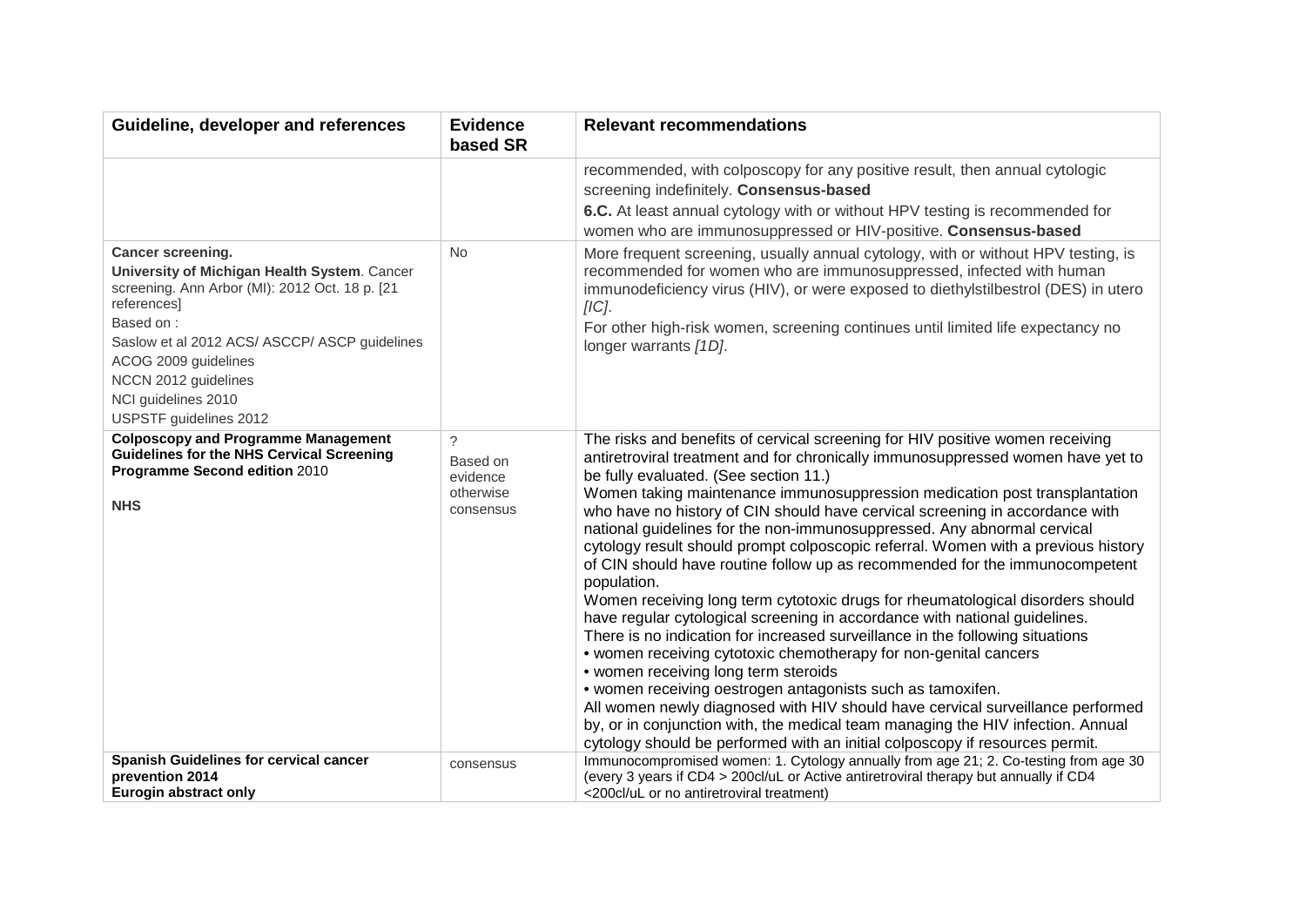| Guideline, developer and references | Evidence based SR | Relevant recommendations |
|---|---|---|
| | | recommended, with colposcopy for any positive result, then annual cytologic screening indefinitely. **Consensus-based**<br>**6.C.** At least annual cytology with or without HPV testing is recommended for women who are immunosuppressed or HIV-positive. **Consensus-based** |
| **Cancer screening.**<br>**University of Michigan Health System**. Cancer screening. Ann Arbor (MI): 2012 Oct. 18 p. [21 references]<br>Based on :<br>Saslow et al 2012 ACS/ ASCCP/ ASCP guidelines<br>ACOG 2009 guidelines<br>NCCN 2012 guidelines<br>NCI guidelines 2010<br>USPSTF guidelines 2012 | No | More frequent screening, usually annual cytology, with or without HPV testing, is recommended for women who are immunosuppressed, infected with human immunodeficiency virus (HIV), or were exposed to diethylstilbestrol (DES) in utero *[IC]*.<br>For other high-risk women, screening continues until limited life expectancy no longer warrants *[1D]*. |
| **Colposcopy and Programme Management Guidelines for the NHS Cervical Screening Programme Second edition** 2010<br><br>**NHS** | ?<br>Based on evidence otherwise consensus | The risks and benefits of cervical screening for HIV positive women receiving antiretroviral treatment and for chronically immunosuppressed women have yet to be fully evaluated. (See section 11.)<br>Women taking maintenance immunosuppression medication post transplantation who have no history of CIN should have cervical screening in accordance with national guidelines for the non-immunosuppressed. Any abnormal cervical cytology result should prompt colposcopic referral. Women with a previous history of CIN should have routine follow up as recommended for the immunocompetent population.<br>Women receiving long term cytotoxic drugs for rheumatological disorders should have regular cytological screening in accordance with national guidelines.<br>There is no indication for increased surveillance in the following situations<br>• women receiving cytotoxic chemotherapy for non-genital cancers<br>• women receiving long term steroids<br>• women receiving oestrogen antagonists such as tamoxifen.<br>All women newly diagnosed with HIV should have cervical surveillance performed by, or in conjunction with, the medical team managing the HIV infection. Annual cytology should be performed with an initial colposcopy if resources permit. |
| **Spanish Guidelines for cervical cancer prevention 2014**<br>**Eurogin abstract only** | consensus | Immunocompromised women: 1. Cytology annually from age 21; 2. Co-testing from age 30 (every 3 years if CD4 > 200cl/uL or Active antiretroviral therapy but annually if CD4 <200cl/uL or no antiretroviral treatment) |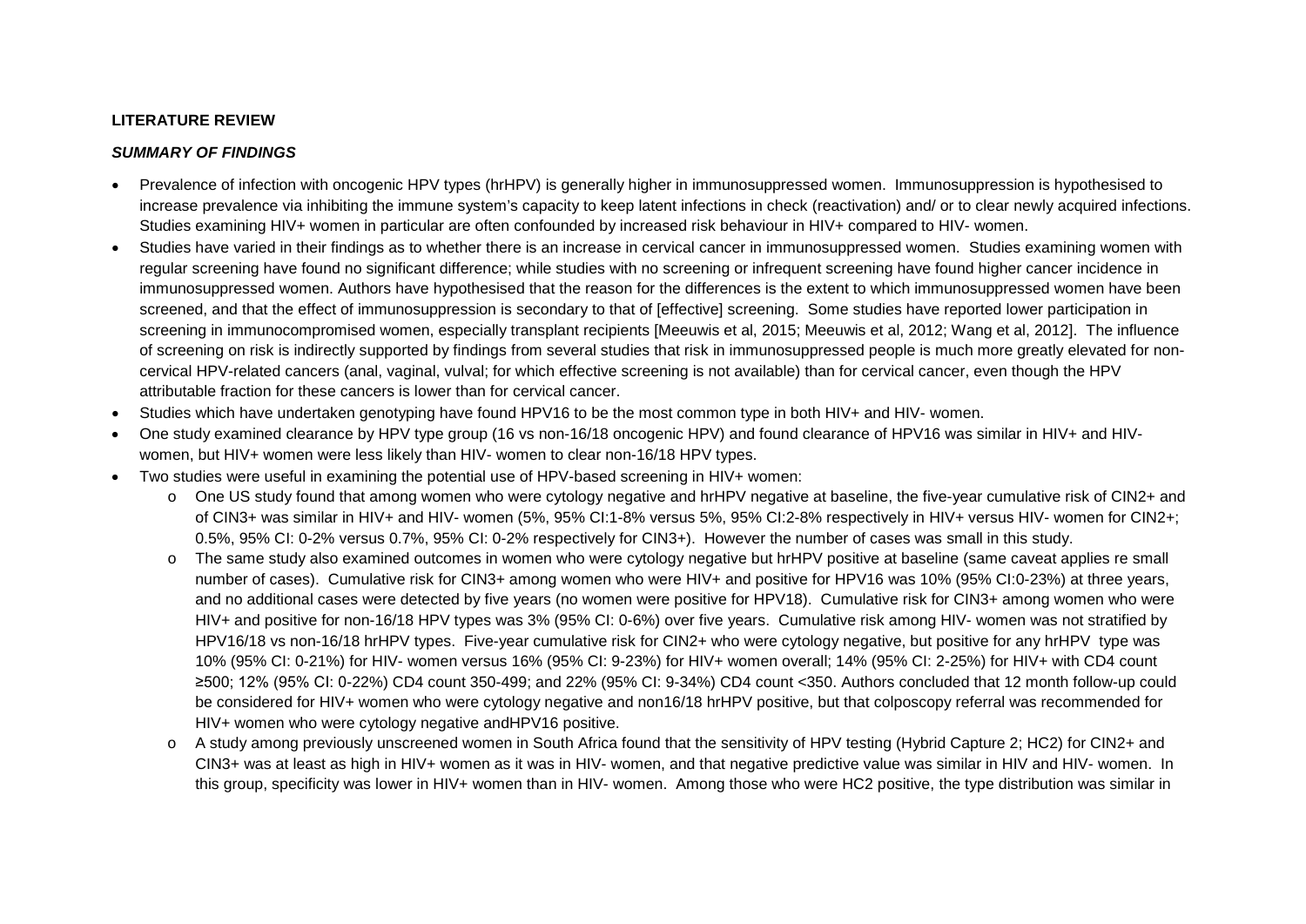**LITERATURE REVIEW**

***SUMMARY OF FINDINGS***

- Prevalence of infection with oncogenic HPV types (hrHPV) is generally higher in immunosuppressed women. Immunosuppression is hypothesised to increase prevalence via inhibiting the immune system's capacity to keep latent infections in check (reactivation) and/ or to clear newly acquired infections. Studies examining HIV+ women in particular are often confounded by increased risk behaviour in HIV+ compared to HIV- women.
- Studies have varied in their findings as to whether there is an increase in cervical cancer in immunosuppressed women. Studies examining women with regular screening have found no significant difference; while studies with no screening or infrequent screening have found higher cancer incidence in immunosuppressed women. Authors have hypothesised that the reason for the differences is the extent to which immunosuppressed women have been screened, and that the effect of immunosuppression is secondary to that of [effective] screening. Some studies have reported lower participation in screening in immunocompromised women, especially transplant recipients [Meeuwis et al, 2015; Meeuwis et al, 2012; Wang et al, 2012]. The influence of screening on risk is indirectly supported by findings from several studies that risk in immunosuppressed people is much more greatly elevated for non-cervical HPV-related cancers (anal, vaginal, vulval; for which effective screening is not available) than for cervical cancer, even though the HPV attributable fraction for these cancers is lower than for cervical cancer.
- Studies which have undertaken genotyping have found HPV16 to be the most common type in both HIV+ and HIV- women.
- One study examined clearance by HPV type group (16 vs non-16/18 oncogenic HPV) and found clearance of HPV16 was similar in HIV+ and HIV- women, but HIV+ women were less likely than HIV- women to clear non-16/18 HPV types.
- Two studies were useful in examining the potential use of HPV-based screening in HIV+ women:
  - One US study found that among women who were cytology negative and hrHPV negative at baseline, the five-year cumulative risk of CIN2+ and of CIN3+ was similar in HIV+ and HIV- women (5%, 95% CI:1-8% versus 5%, 95% CI:2-8% respectively in HIV+ versus HIV- women for CIN2+; 0.5%, 95% CI: 0-2% versus 0.7%, 95% CI: 0-2% respectively for CIN3+). However the number of cases was small in this study.
  - The same study also examined outcomes in women who were cytology negative but hrHPV positive at baseline (same caveat applies re small number of cases). Cumulative risk for CIN3+ among women who were HIV+ and positive for HPV16 was 10% (95% CI:0-23%) at three years, and no additional cases were detected by five years (no women were positive for HPV18). Cumulative risk for CIN3+ among women who were HIV+ and positive for non-16/18 HPV types was 3% (95% CI: 0-6%) over five years. Cumulative risk among HIV- women was not stratified by HPV16/18 vs non-16/18 hrHPV types. Five-year cumulative risk for CIN2+ who were cytology negative, but positive for any hrHPV type was 10% (95% CI: 0-21%) for HIV- women versus 16% (95% CI: 9-23%) for HIV+ women overall; 14% (95% CI: 2-25%) for HIV+ with CD4 count ≥500; 12% (95% CI: 0-22%) CD4 count 350-499; and 22% (95% CI: 9-34%) CD4 count <350. Authors concluded that 12 month follow-up could be considered for HIV+ women who were cytology negative and non16/18 hrHPV positive, but that colposcopy referral was recommended for HIV+ women who were cytology negative andHPV16 positive.
  - A study among previously unscreened women in South Africa found that the sensitivity of HPV testing (Hybrid Capture 2; HC2) for CIN2+ and CIN3+ was at least as high in HIV+ women as it was in HIV- women, and that negative predictive value was similar in HIV and HIV- women. In this group, specificity was lower in HIV+ women than in HIV- women. Among those who were HC2 positive, the type distribution was similar in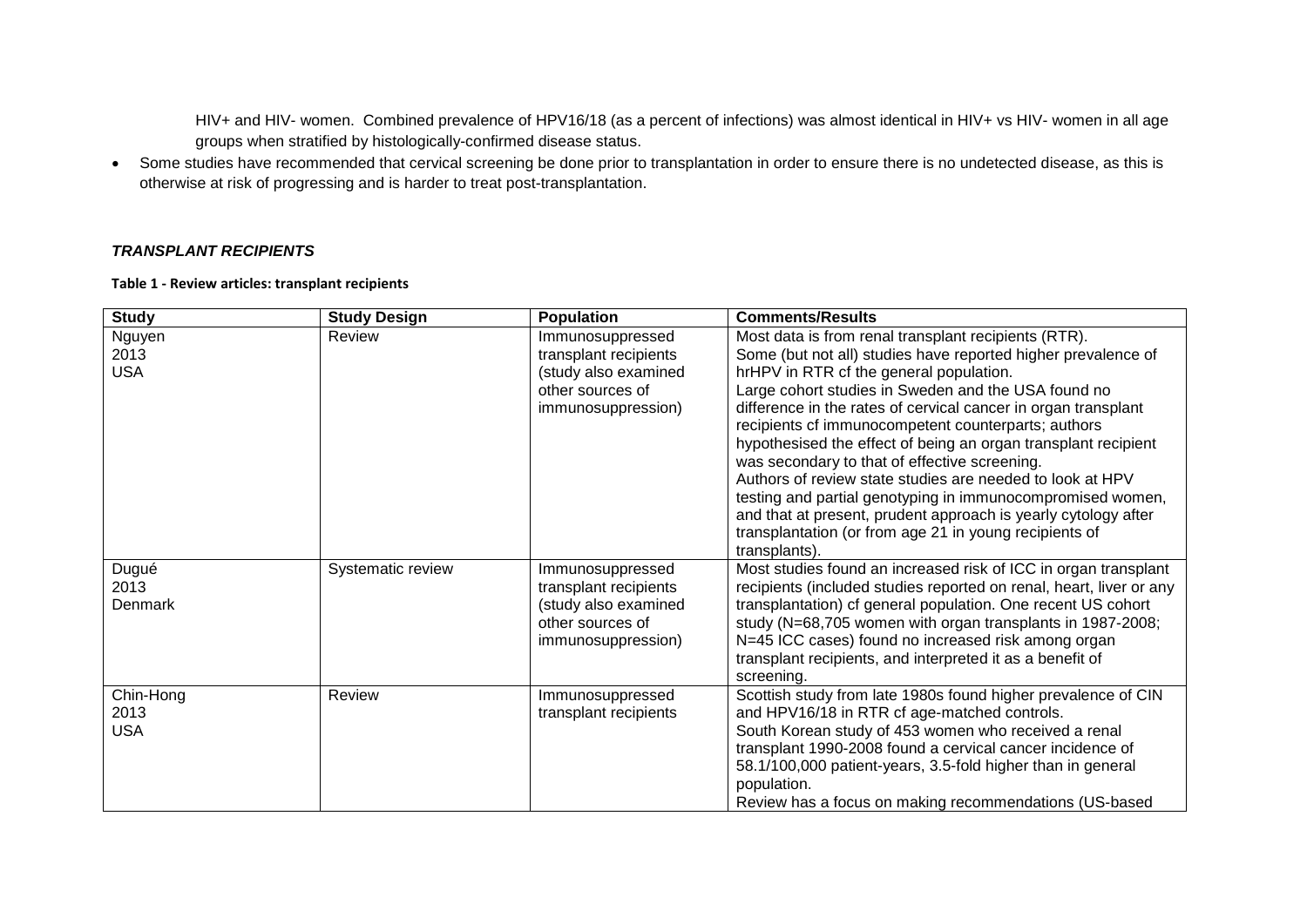HIV+ and HIV- women. Combined prevalence of HPV16/18 (as a percent of infections) was almost identical in HIV+ vs HIV- women in all age groups when stratified by histologically-confirmed disease status.

- Some studies have recommended that cervical screening be done prior to transplantation in order to ensure there is no undetected disease, as this is otherwise at risk of progressing and is harder to treat post-transplantation.

### *TRANSPLANT RECIPIENTS*

**Table 1 - Review articles: transplant recipients**

| Study | Study Design | Population | Comments/Results |
|---|---|---|---|
| Nguyen<br>2013<br>USA | Review | Immunosuppressed transplant recipients (study also examined other sources of immunosuppression) | Most data is from renal transplant recipients (RTR).<br>Some (but not all) studies have reported higher prevalence of hrHPV in RTR cf the general population.<br>Large cohort studies in Sweden and the USA found no difference in the rates of cervical cancer in organ transplant recipients cf immunocompetent counterparts; authors hypothesised the effect of being an organ transplant recipient was secondary to that of effective screening.<br>Authors of review state studies are needed to look at HPV testing and partial genotyping in immunocompromised women, and that at present, prudent approach is yearly cytology after transplantation (or from age 21 in young recipients of transplants). |
| Dugué<br>2013<br>Denmark | Systematic review | Immunosuppressed transplant recipients (study also examined other sources of immunosuppression) | Most studies found an increased risk of ICC in organ transplant recipients (included studies reported on renal, heart, liver or any transplantation) cf general population. One recent US cohort study (N=68,705 women with organ transplants in 1987-2008; N=45 ICC cases) found no increased risk among organ transplant recipients, and interpreted it as a benefit of screening. |
| Chin-Hong<br>2013<br>USA | Review | Immunosuppressed transplant recipients | Scottish study from late 1980s found higher prevalence of CIN and HPV16/18 in RTR cf age-matched controls.<br>South Korean study of 453 women who received a renal transplant 1990-2008 found a cervical cancer incidence of 58.1/100,000 patient-years, 3.5-fold higher than in general population.<br>Review has a focus on making recommendations (US-based |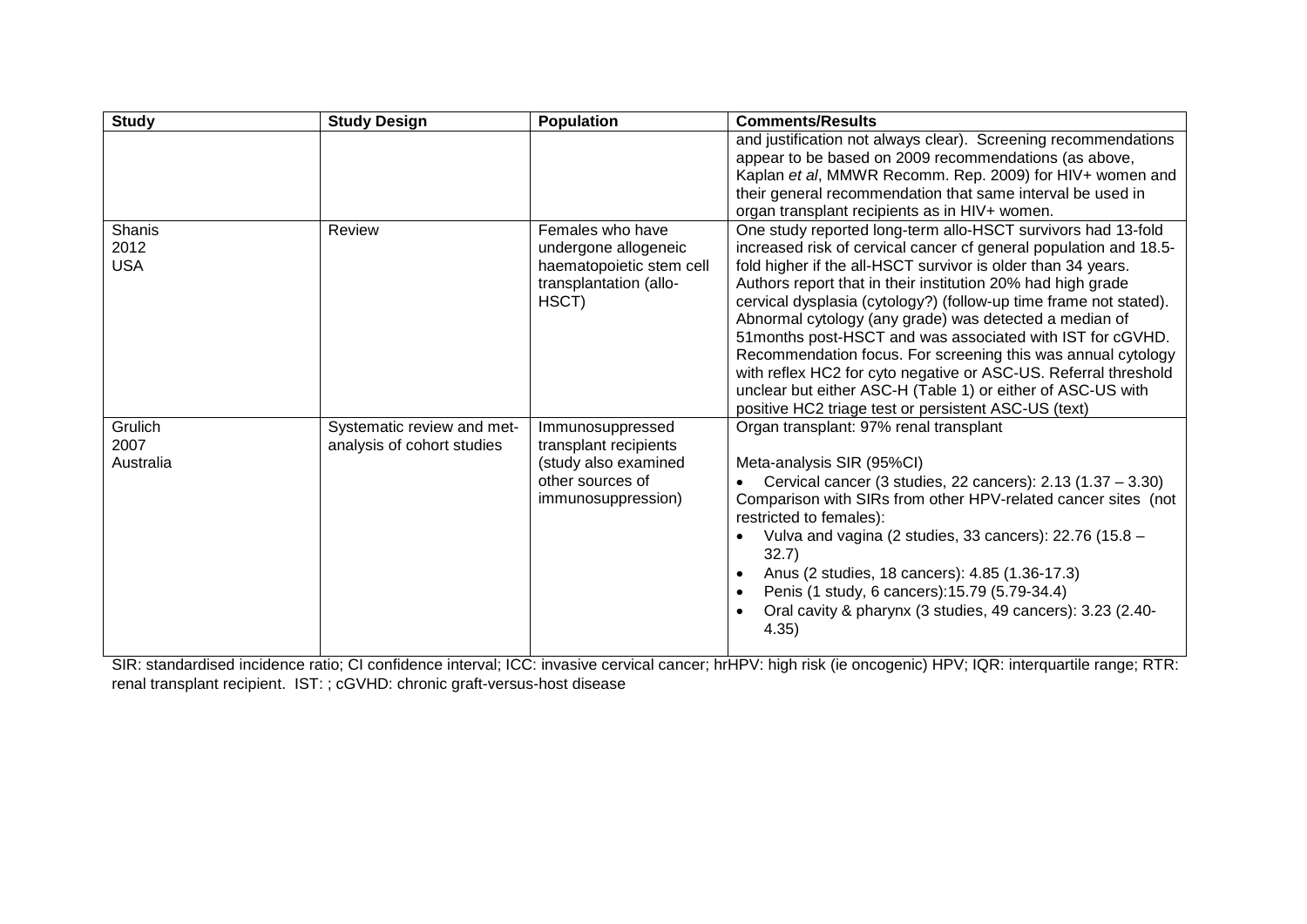| Study | Study Design | Population | Comments/Results |
|---|---|---|---|
| | | | and justification not always clear). Screening recommendations appear to be based on 2009 recommendations (as above, Kaplan *et al*, MMWR Recomm. Rep. 2009) for HIV+ women and their general recommendation that same interval be used in organ transplant recipients as in HIV+ women. |
| Shanis<br>2012<br>USA | Review | Females who have undergone allogeneic haematopoietic stem cell transplantation (allo-HSCT) | One study reported long-term allo-HSCT survivors had 13-fold increased risk of cervical cancer cf general population and 18.5-fold higher if the all-HSCT survivor is older than 34 years.<br>Authors report that in their institution 20% had high grade cervical dysplasia (cytology?) (follow-up time frame not stated). Abnormal cytology (any grade) was detected a median of 51months post-HSCT and was associated with IST for cGVHD.<br>Recommendation focus. For screening this was annual cytology with reflex HC2 for cyto negative or ASC-US. Referral threshold unclear but either ASC-H (Table 1) or either of ASC-US with positive HC2 triage test or persistent ASC-US (text) |
| Grulich<br>2007<br>Australia | Systematic review and met-analysis of cohort studies | Immunosuppressed transplant recipients (study also examined other sources of immunosuppression) | Organ transplant: 97% renal transplant<br><br>Meta-analysis SIR (95%CI)<br>• Cervical cancer (3 studies, 22 cancers): 2.13 (1.37 – 3.30)<br>Comparison with SIRs from other HPV-related cancer sites (not restricted to females):<br>• Vulva and vagina (2 studies, 33 cancers): 22.76 (15.8 – 32.7)<br>• Anus (2 studies, 18 cancers): 4.85 (1.36-17.3)<br>• Penis (1 study, 6 cancers):15.79 (5.79-34.4)<br>• Oral cavity & pharynx (3 studies, 49 cancers): 3.23 (2.40-4.35) |

SIR: standardised incidence ratio; CI confidence interval; ICC: invasive cervical cancer; hrHPV: high risk (ie oncogenic) HPV; IQR: interquartile range; RTR: renal transplant recipient. IST: ; cGVHD: chronic graft-versus-host disease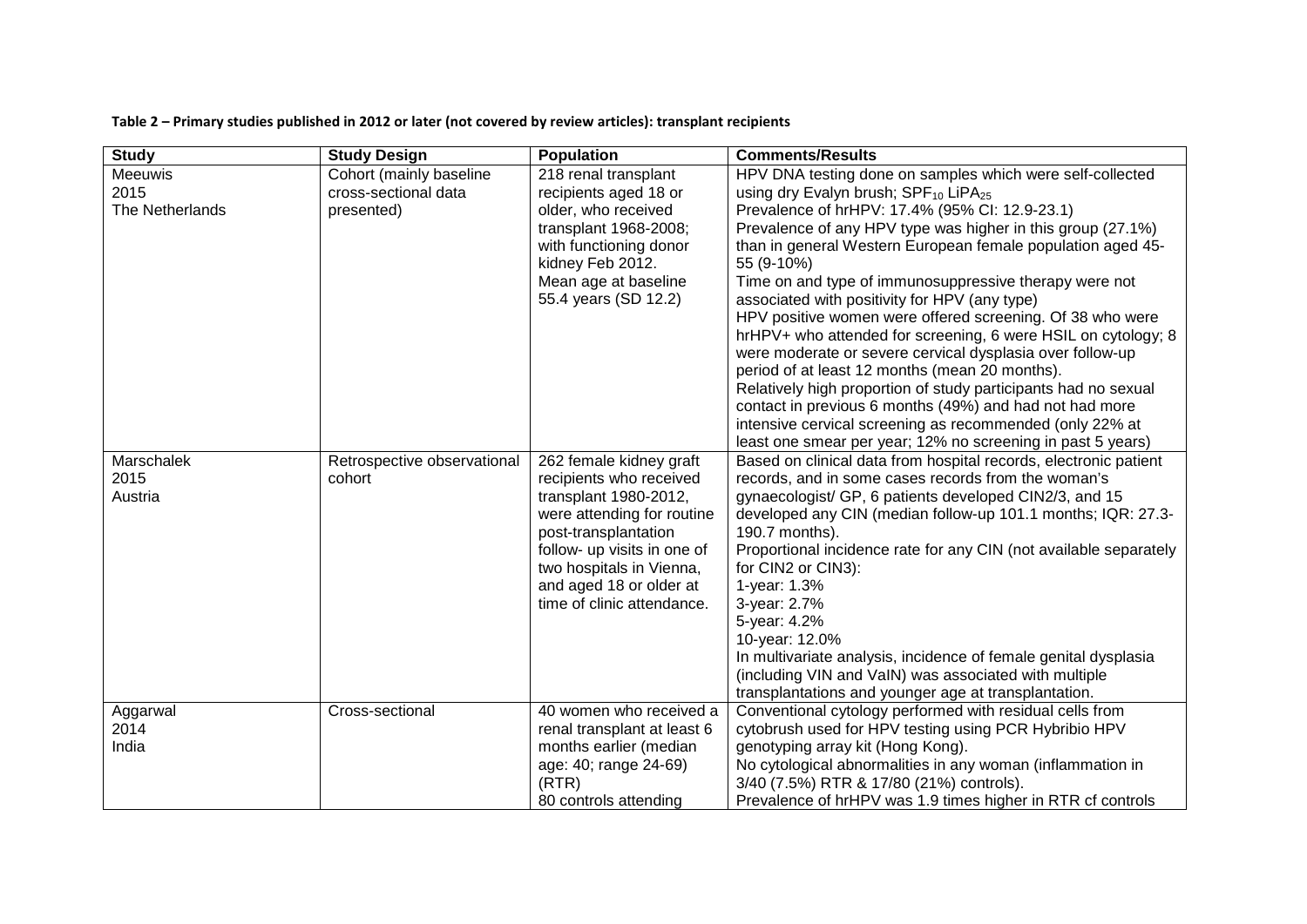**Table 2 – Primary studies published in 2012 or later (not covered by review articles): transplant recipients**

| Study | Study Design | Population | Comments/Results |
|---|---|---|---|
| Meeuwis<br>2015<br>The Netherlands | Cohort (mainly baseline cross-sectional data presented) | 218 renal transplant recipients aged 18 or older, who received transplant 1968-2008; with functioning donor kidney Feb 2012.<br>Mean age at baseline 55.4 years (SD 12.2) | HPV DNA testing done on samples which were self-collected using dry Evalyn brush; $SPF_{10}$ $LiPA_{25}$<br>Prevalence of hrHPV: 17.4% (95% CI: 12.9-23.1)<br>Prevalence of any HPV type was higher in this group (27.1%) than in general Western European female population aged 45-55 (9-10%)<br>Time on and type of immunosuppressive therapy were not associated with positivity for HPV (any type)<br>HPV positive women were offered screening. Of 38 who were hrHPV+ who attended for screening, 6 were HSIL on cytology; 8 were moderate or severe cervical dysplasia over follow-up period of at least 12 months (mean 20 months).<br>Relatively high proportion of study participants had no sexual contact in previous 6 months (49%) and had not had more intensive cervical screening as recommended (only 22% at least one smear per year; 12% no screening in past 5 years) |
| Marschalek<br>2015<br>Austria | Retrospective observational cohort | 262 female kidney graft recipients who received transplant 1980-2012, were attending for routine post-transplantation follow- up visits in one of two hospitals in Vienna, and aged 18 or older at time of clinic attendance. | Based on clinical data from hospital records, electronic patient records, and in some cases records from the woman's gynaecologist/ GP, 6 patients developed CIN2/3, and 15 developed any CIN (median follow-up 101.1 months; IQR: 27.3-190.7 months).<br>Proportional incidence rate for any CIN (not available separately for CIN2 or CIN3):<br>1-year: 1.3%<br>3-year: 2.7%<br>5-year: 4.2%<br>10-year: 12.0%<br>In multivariate analysis, incidence of female genital dysplasia (including VIN and VaIN) was associated with multiple transplantations and younger age at transplantation. |
| Aggarwal<br>2014<br>India | Cross-sectional | 40 women who received a renal transplant at least 6 months earlier (median age: 40; range 24-69) (RTR)<br>80 controls attending | Conventional cytology performed with residual cells from cytobrush used for HPV testing using PCR Hybribio HPV genotyping array kit (Hong Kong).<br>No cytological abnormalities in any woman (inflammation in 3/40 (7.5%) RTR & 17/80 (21%) controls).<br>Prevalence of hrHPV was 1.9 times higher in RTR cf controls |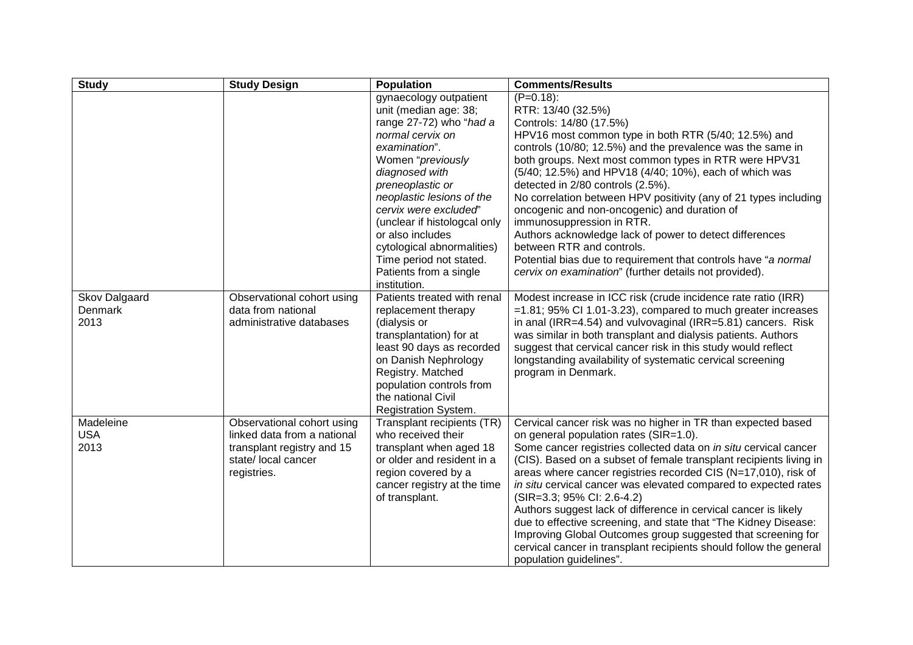| Study | Study Design | Population | Comments/Results |
|---|---|---|---|
| | | gynaecology outpatient unit (median age: 38; range 27-72) who "*had a normal cervix on examination*". Women "*previously diagnosed with preneoplastic or neoplastic lesions of the cervix were excluded*" (unclear if histologcal only or also includes cytological abnormalities) Time period not stated. Patients from a single institution. | (P=0.18):<br>RTR: 13/40 (32.5%)<br>Controls: 14/80 (17.5%)<br>HPV16 most common type in both RTR (5/40; 12.5%) and controls (10/80; 12.5%) and the prevalence was the same in both groups. Next most common types in RTR were HPV31 (5/40; 12.5%) and HPV18 (4/40; 10%), each of which was detected in 2/80 controls (2.5%).<br>No correlation between HPV positivity (any of 21 types including oncogenic and non-oncogenic) and duration of immunosuppression in RTR.<br>Authors acknowledge lack of power to detect differences between RTR and controls.<br>Potential bias due to requirement that controls have "*a normal cervix on examination*" (further details not provided). |
| Skov Dalgaard<br>Denmark<br>2013 | Observational cohort using data from national administrative databases | Patients treated with renal replacement therapy (dialysis or transplantation) for at least 90 days as recorded on Danish Nephrology Registry. Matched population controls from the national Civil Registration System. | Modest increase in ICC risk (crude incidence rate ratio (IRR) =1.81; 95% CI 1.01-3.23), compared to much greater increases in anal (IRR=4.54) and vulvovaginal (IRR=5.81) cancers. Risk was similar in both transplant and dialysis patients. Authors suggest that cervical cancer risk in this study would reflect longstanding availability of systematic cervical screening program in Denmark. |
| Madeleine<br>USA<br>2013 | Observational cohort using linked data from a national transplant registry and 15 state/ local cancer registries. | Transplant recipients (TR) who received their transplant when aged 18 or older and resident in a region covered by a cancer registry at the time of transplant. | Cervical cancer risk was no higher in TR than expected based on general population rates (SIR=1.0).<br>Some cancer registries collected data on *in situ* cervical cancer (CIS). Based on a subset of female transplant recipients living in areas where cancer registries recorded CIS (N=17,010), risk of *in situ* cervical cancer was elevated compared to expected rates (SIR=3.3; 95% CI: 2.6-4.2)<br>Authors suggest lack of difference in cervical cancer is likely due to effective screening, and state that "The Kidney Disease: Improving Global Outcomes group suggested that screening for cervical cancer in transplant recipients should follow the general population guidelines". |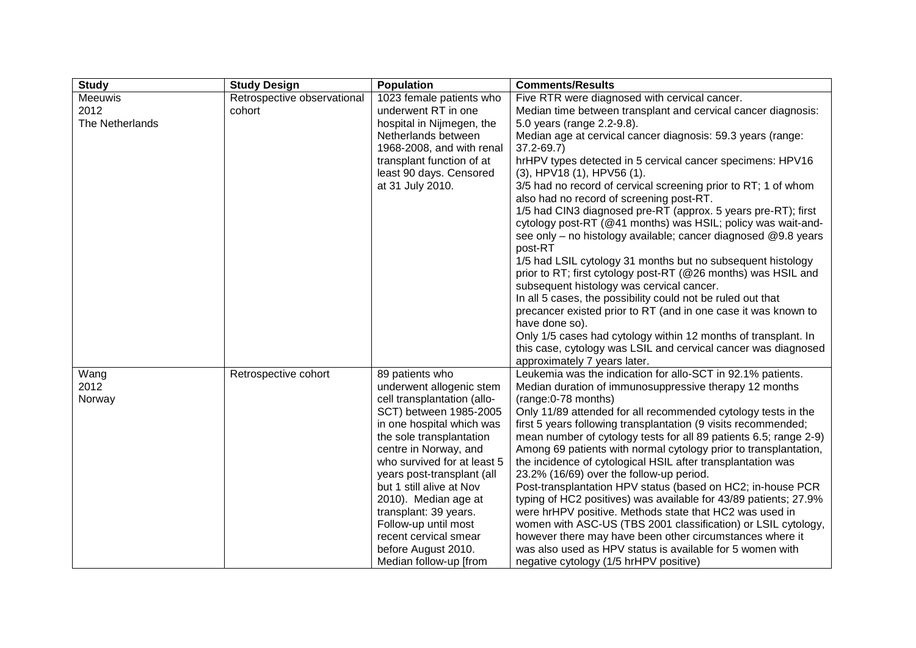| Study | Study Design | Population | Comments/Results |
|---|---|---|---|
| Meeuwis<br>2012<br>The Netherlands | Retrospective observational cohort | 1023 female patients who underwent RT in one hospital in Nijmegen, the Netherlands between 1968-2008, and with renal transplant function of at least 90 days. Censored at 31 July 2010. | Five RTR were diagnosed with cervical cancer.<br>Median time between transplant and cervical cancer diagnosis: 5.0 years (range 2.2-9.8).<br>Median age at cervical cancer diagnosis: 59.3 years (range: 37.2-69.7)<br>hrHPV types detected in 5 cervical cancer specimens: HPV16 (3), HPV18 (1), HPV56 (1).<br>3/5 had no record of cervical screening prior to RT; 1 of whom also had no record of screening post-RT.<br>1/5 had CIN3 diagnosed pre-RT (approx. 5 years pre-RT); first cytology post-RT (@41 months) was HSIL; policy was wait-and-see only – no histology available; cancer diagnosed @9.8 years post-RT<br>1/5 had LSIL cytology 31 months but no subsequent histology prior to RT; first cytology post-RT (@26 months) was HSIL and subsequent histology was cervical cancer.<br>In all 5 cases, the possibility could not be ruled out that precancer existed prior to RT (and in one case it was known to have done so).<br>Only 1/5 cases had cytology within 12 months of transplant. In this case, cytology was LSIL and cervical cancer was diagnosed approximately 7 years later. |
| Wang<br>2012<br>Norway | Retrospective cohort | 89 patients who underwent allogenic stem cell transplantation (allo-SCT) between 1985-2005 in one hospital which was the sole transplantation centre in Norway, and who survived for at least 5 years post-transplant (all but 1 still alive at Nov 2010). Median age at transplant: 39 years. Follow-up until most recent cervical smear before August 2010. Median follow-up [from | Leukemia was the indication for allo-SCT in 92.1% patients.<br>Median duration of immunosuppressive therapy 12 months (range:0-78 months)<br>Only 11/89 attended for all recommended cytology tests in the first 5 years following transplantation (9 visits recommended; mean number of cytology tests for all 89 patients 6.5; range 2-9)<br>Among 69 patients with normal cytology prior to transplantation, the incidence of cytological HSIL after transplantation was 23.2% (16/69) over the follow-up period.<br>Post-transplantation HPV status (based on HC2; in-house PCR typing of HC2 positives) was available for 43/89 patients; 27.9% were hrHPV positive. Methods state that HC2 was used in women with ASC-US (TBS 2001 classification) or LSIL cytology, however there may have been other circumstances where it was also used as HPV status is available for 5 women with negative cytology (1/5 hrHPV positive) |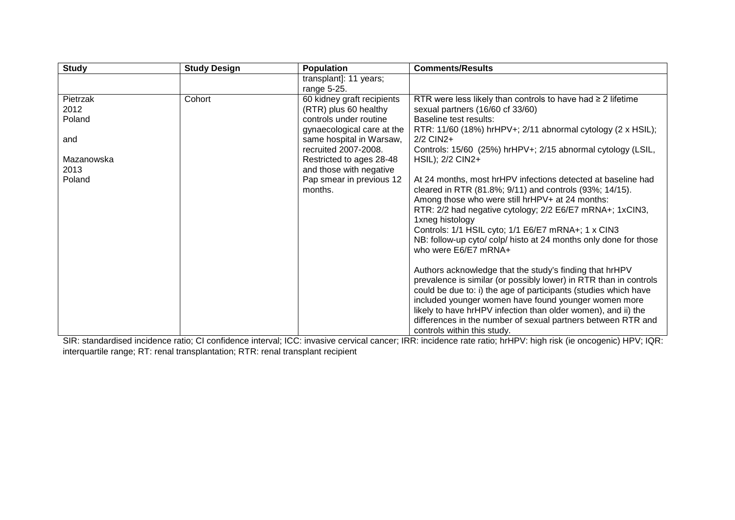| Study | Study Design | Population | Comments/Results |
|---|---|---|---|
| | | transplant]: 11 years; range 5-25. | |
| Pietrzak 2012 Poland<br><br>and<br><br>Mazanowska 2013 Poland | Cohort | 60 kidney graft recipients (RTR) plus 60 healthy controls under routine gynaecological care at the same hospital in Warsaw, recruited 2007-2008. Restricted to ages 28-48 and those with negative Pap smear in previous 12 months. | RTR were less likely than controls to have had ≥ 2 lifetime sexual partners (16/60 cf 33/60)<br>Baseline test results:<br>RTR: 11/60 (18%) hrHPV+; 2/11 abnormal cytology (2 x HSIL); 2/2 CIN2+<br>Controls: 15/60 (25%) hrHPV+; 2/15 abnormal cytology (LSIL, HSIL); 2/2 CIN2+<br><br>At 24 months, most hrHPV infections detected at baseline had cleared in RTR (81.8%; 9/11) and controls (93%; 14/15).<br>Among those who were still hrHPV+ at 24 months:<br>RTR: 2/2 had negative cytology; 2/2 E6/E7 mRNA+; 1xCIN3, 1xneg histology<br>Controls: 1/1 HSIL cyto; 1/1 E6/E7 mRNA+; 1 x CIN3<br>NB: follow-up cyto/ colp/ histo at 24 months only done for those who were E6/E7 mRNA+<br><br>Authors acknowledge that the study's finding that hrHPV prevalence is similar (or possibly lower) in RTR than in controls could be due to: i) the age of participants (studies which have included younger women have found younger women more likely to have hrHPV infection than older women), and ii) the differences in the number of sexual partners between RTR and controls within this study. |

SIR: standardised incidence ratio; CI confidence interval; ICC: invasive cervical cancer; IRR: incidence rate ratio; hrHPV: high risk (ie oncogenic) HPV; IQR: interquartile range; RT: renal transplantation; RTR: renal transplant recipient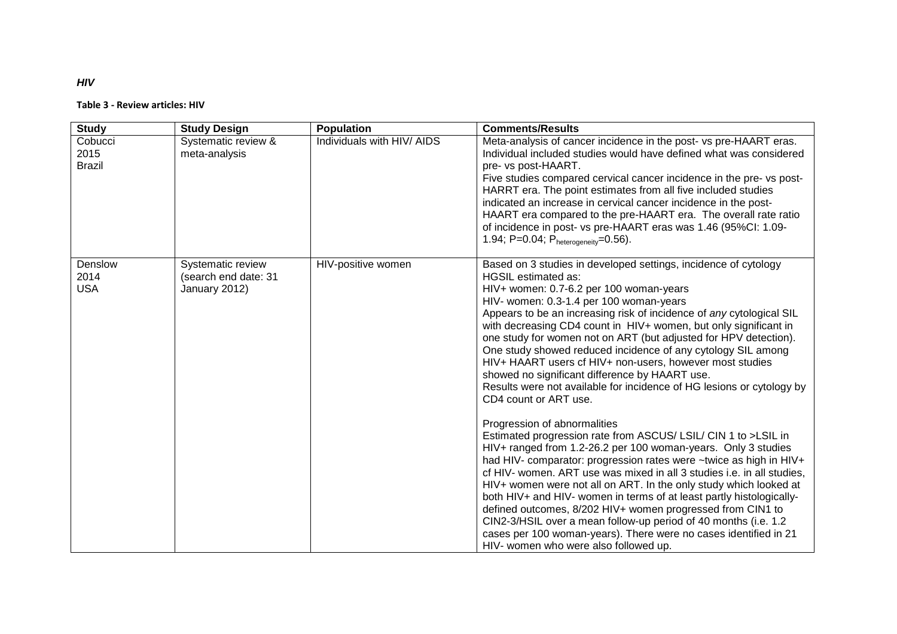***HIV***

**Table 3 - Review articles: HIV**

| **Study** | **Study Design** | **Population** | **Comments/Results** |
|---|---|---|---|
| Cobucci<br>2015<br>Brazil | Systematic review & meta-analysis | Individuals with HIV/ AIDS | Meta-analysis of cancer incidence in the post- vs pre-HAART eras. Individual included studies would have defined what was considered pre- vs post-HAART.<br>Five studies compared cervical cancer incidence in the pre- vs post-HARRT era. The point estimates from all five included studies indicated an increase in cervical cancer incidence in the post-HAART era compared to the pre-HAART era. The overall rate ratio of incidence in post- vs pre-HAART eras was 1.46 (95%CI: 1.09-1.94; P=0.04; $P_{heterogeneity}$=0.56). |
| Denslow<br>2014<br>USA | Systematic review (search end date: 31 January 2012) | HIV-positive women | Based on 3 studies in developed settings, incidence of cytology HGSIL estimated as:<br>HIV+ women: 0.7-6.2 per 100 woman-years<br>HIV- women: 0.3-1.4 per 100 woman-years<br>Appears to be an increasing risk of incidence of *any* cytological SIL with decreasing CD4 count in HIV+ women, but only significant in one study for women not on ART (but adjusted for HPV detection). One study showed reduced incidence of any cytology SIL among HIV+ HAART users cf HIV+ non-users, however most studies showed no significant difference by HAART use.<br>Results were not available for incidence of HG lesions or cytology by CD4 count or ART use.<br><br>Progression of abnormalities<br>Estimated progression rate from ASCUS/ LSIL/ CIN 1 to >LSIL in HIV+ ranged from 1.2-26.2 per 100 woman-years. Only 3 studies had HIV- comparator: progression rates were ~twice as high in HIV+ cf HIV- women. ART use was mixed in all 3 studies i.e. in all studies, HIV+ women were not all on ART. In the only study which looked at both HIV+ and HIV- women in terms of at least partly histologically-defined outcomes, 8/202 HIV+ women progressed from CIN1 to CIN2-3/HSIL over a mean follow-up period of 40 months (i.e. 1.2 cases per 100 woman-years). There were no cases identified in 21 HIV- women who were also followed up. |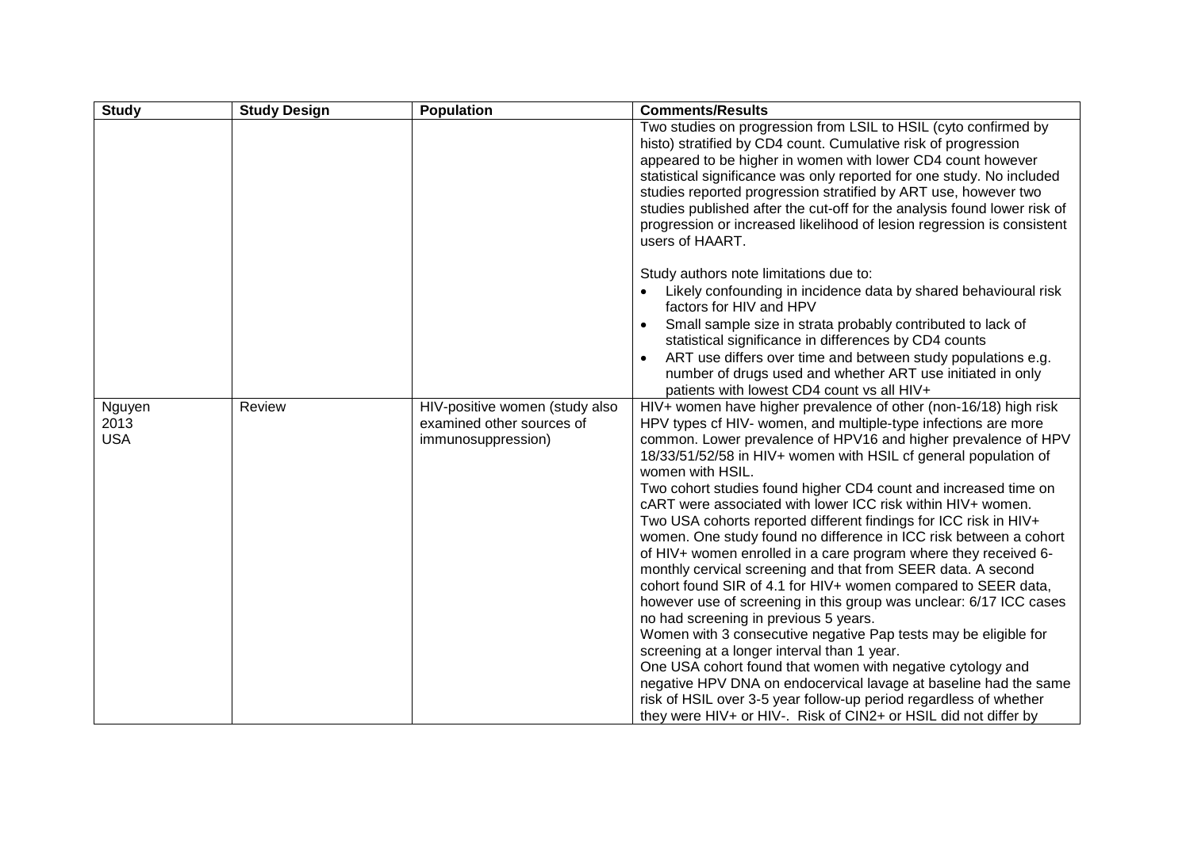| Study | Study Design | Population | Comments/Results |
|---|---|---|---|
| | | | Two studies on progression from LSIL to HSIL (cyto confirmed by histo) stratified by CD4 count. Cumulative risk of progression appeared to be higher in women with lower CD4 count however statistical significance was only reported for one study. No included studies reported progression stratified by ART use, however two studies published after the cut-off for the analysis found lower risk of progression or increased likelihood of lesion regression is consistent users of HAART.<br><br>Study authors note limitations due to:<br>• Likely confounding in incidence data by shared behavioural risk factors for HIV and HPV<br>• Small sample size in strata probably contributed to lack of statistical significance in differences by CD4 counts<br>• ART use differs over time and between study populations e.g. number of drugs used and whether ART use initiated in only patients with lowest CD4 count vs all HIV+ |
| Nguyen<br>2013<br>USA | Review | HIV-positive women (study also examined other sources of immunosuppression) | HIV+ women have higher prevalence of other (non-16/18) high risk HPV types cf HIV- women, and multiple-type infections are more common. Lower prevalence of HPV16 and higher prevalence of HPV 18/33/51/52/58 in HIV+ women with HSIL cf general population of women with HSIL.<br>Two cohort studies found higher CD4 count and increased time on cART were associated with lower ICC risk within HIV+ women.<br>Two USA cohorts reported different findings for ICC risk in HIV+ women. One study found no difference in ICC risk between a cohort of HIV+ women enrolled in a care program where they received 6-monthly cervical screening and that from SEER data. A second cohort found SIR of 4.1 for HIV+ women compared to SEER data, however use of screening in this group was unclear: 6/17 ICC cases no had screening in previous 5 years.<br>Women with 3 consecutive negative Pap tests may be eligible for screening at a longer interval than 1 year.<br>One USA cohort found that women with negative cytology and negative HPV DNA on endocervical lavage at baseline had the same risk of HSIL over 3-5 year follow-up period regardless of whether they were HIV+ or HIV-. Risk of CIN2+ or HSIL did not differ by |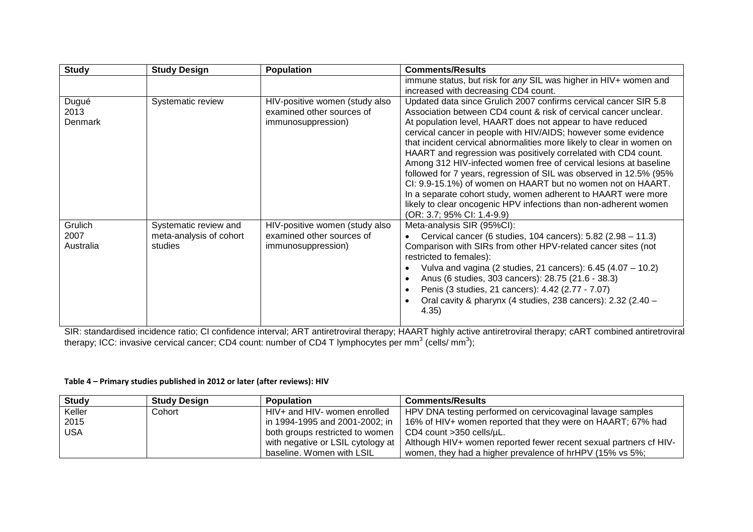| Study | Study Design | Population | Comments/Results |
|---|---|---|---|
| | | | immune status, but risk for *any* SIL was higher in HIV+ women and increased with decreasing CD4 count. |
| Dugué 2013 Denmark | Systematic review | HIV-positive women (study also examined other sources of immunosuppression) | Updated data since Grulich 2007 confirms cervical cancer SIR 5.8 Association between CD4 count & risk of cervical cancer unclear. At population level, HAART does not appear to have reduced cervical cancer in people with HIV/AIDS; however some evidence that incident cervical abnormalities more likely to clear in women on HAART and regression was positively correlated with CD4 count. Among 312 HIV-infected women free of cervical lesions at baseline followed for 7 years, regression of SIL was observed in 12.5% (95% CI: 9.9-15.1%) of women on HAART but no women not on HAART. In a separate cohort study, women adherent to HAART were more likely to clear oncogenic HPV infections than non-adherent women (OR: 3.7; 95% CI: 1.4-9.9) |
| Grulich 2007 Australia | Systematic review and meta-analysis of cohort studies | HIV-positive women (study also examined other sources of immunosuppression) | Meta-analysis SIR (95%CI): <br>• Cervical cancer (6 studies, 104 cancers): 5.82 (2.98 – 11.3) <br>Comparison with SIRs from other HPV-related cancer sites (not restricted to females): <br>• Vulva and vagina (2 studies, 21 cancers): 6.45 (4.07 – 10.2) <br>• Anus (6 studies, 303 cancers): 28.75 (21.6 - 38.3) <br>• Penis (3 studies, 21 cancers): 4.42 (2.77 - 7.07) <br>• Oral cavity & pharynx (4 studies, 238 cancers): 2.32 (2.40 – 4.35) |

SIR: standardised incidence ratio; CI confidence interval; ART antiretroviral therapy; HAART highly active antiretroviral therapy; cART combined antiretroviral therapy; ICC: invasive cervical cancer; CD4 count: number of CD4 T lymphocytes per mm$^3$ (cells/ mm$^3$);

**Table 4 – Primary studies published in 2012 or later (after reviews): HIV**

| Study | Study Design | Population | Comments/Results |
|---|---|---|---|
| Keller 2015 USA | Cohort | HIV+ and HIV- women enrolled in 1994-1995 and 2001-2002; in both groups restricted to women with negative or LSIL cytology at baseline. Women with LSIL | HPV DNA testing performed on cervicovaginal lavage samples 16% of HIV+ women reported that they were on HAART; 67% had CD4 count >350 cells/µL. Although HIV+ women reported fewer recent sexual partners cf HIV- women, they had a higher prevalence of hrHPV (15% vs 5%; |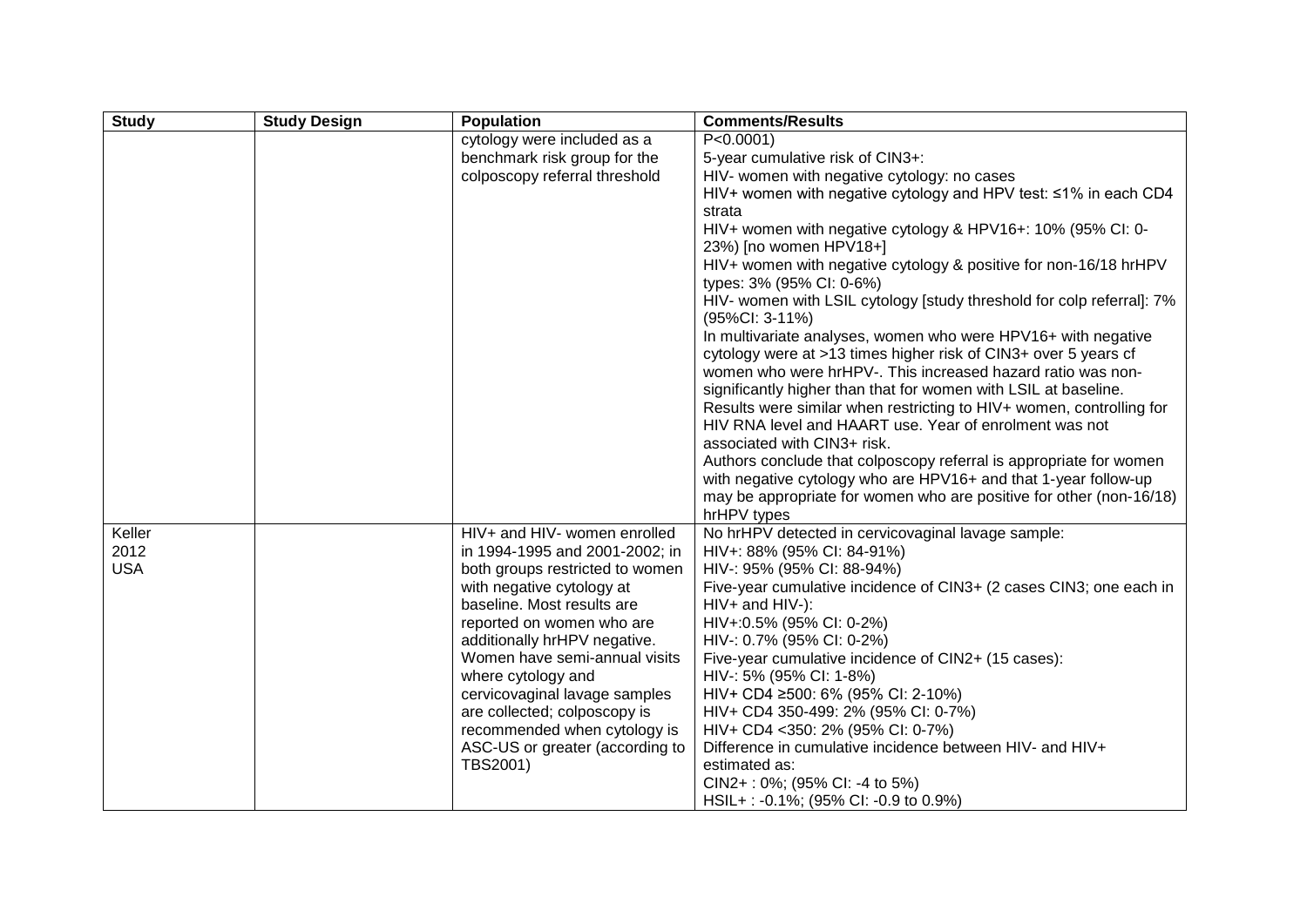| Study | Study Design | Population | Comments/Results |
|---|---|---|---|
| | | cytology were included as a benchmark risk group for the colposcopy referral threshold | P<0.0001)<br>5-year cumulative risk of CIN3+:<br>HIV- women with negative cytology: no cases<br>HIV+ women with negative cytology and HPV test: ≤1% in each CD4 strata<br>HIV+ women with negative cytology & HPV16+: 10% (95% CI: 0-23%) [no women HPV18+]<br>HIV+ women with negative cytology & positive for non-16/18 hrHPV types: 3% (95% CI: 0-6%)<br>HIV- women with LSIL cytology [study threshold for colp referral]: 7% (95%CI: 3-11%)<br>In multivariate analyses, women who were HPV16+ with negative cytology were at >13 times higher risk of CIN3+ over 5 years cf women who were hrHPV-. This increased hazard ratio was non-significantly higher than that for women with LSIL at baseline.<br>Results were similar when restricting to HIV+ women, controlling for HIV RNA level and HAART use. Year of enrolment was not associated with CIN3+ risk.<br>Authors conclude that colposcopy referral is appropriate for women with negative cytology who are HPV16+ and that 1-year follow-up may be appropriate for women who are positive for other (non-16/18) hrHPV types |
| Keller<br>2012<br>USA | | HIV+ and HIV- women enrolled in 1994-1995 and 2001-2002; in both groups restricted to women with negative cytology at baseline. Most results are reported on women who are additionally hrHPV negative.<br>Women have semi-annual visits where cytology and cervicovaginal lavage samples are collected; colposcopy is recommended when cytology is ASC-US or greater (according to TBS2001) | No hrHPV detected in cervicovaginal lavage sample:<br>HIV+: 88% (95% CI: 84-91%)<br>HIV-: 95% (95% CI: 88-94%)<br>Five-year cumulative incidence of CIN3+ (2 cases CIN3; one each in HIV+ and HIV-):<br>HIV+:0.5% (95% CI: 0-2%)<br>HIV-: 0.7% (95% CI: 0-2%)<br>Five-year cumulative incidence of CIN2+ (15 cases):<br>HIV-: 5% (95% CI: 1-8%)<br>HIV+ CD4 ≥500: 6% (95% CI: 2-10%)<br>HIV+ CD4 350-499: 2% (95% CI: 0-7%)<br>HIV+ CD4 <350: 2% (95% CI: 0-7%)<br>Difference in cumulative incidence between HIV- and HIV+ estimated as:<br>CIN2+ : 0%; (95% CI: -4 to 5%)<br>HSIL+ : -0.1%; (95% CI: -0.9 to 0.9%) |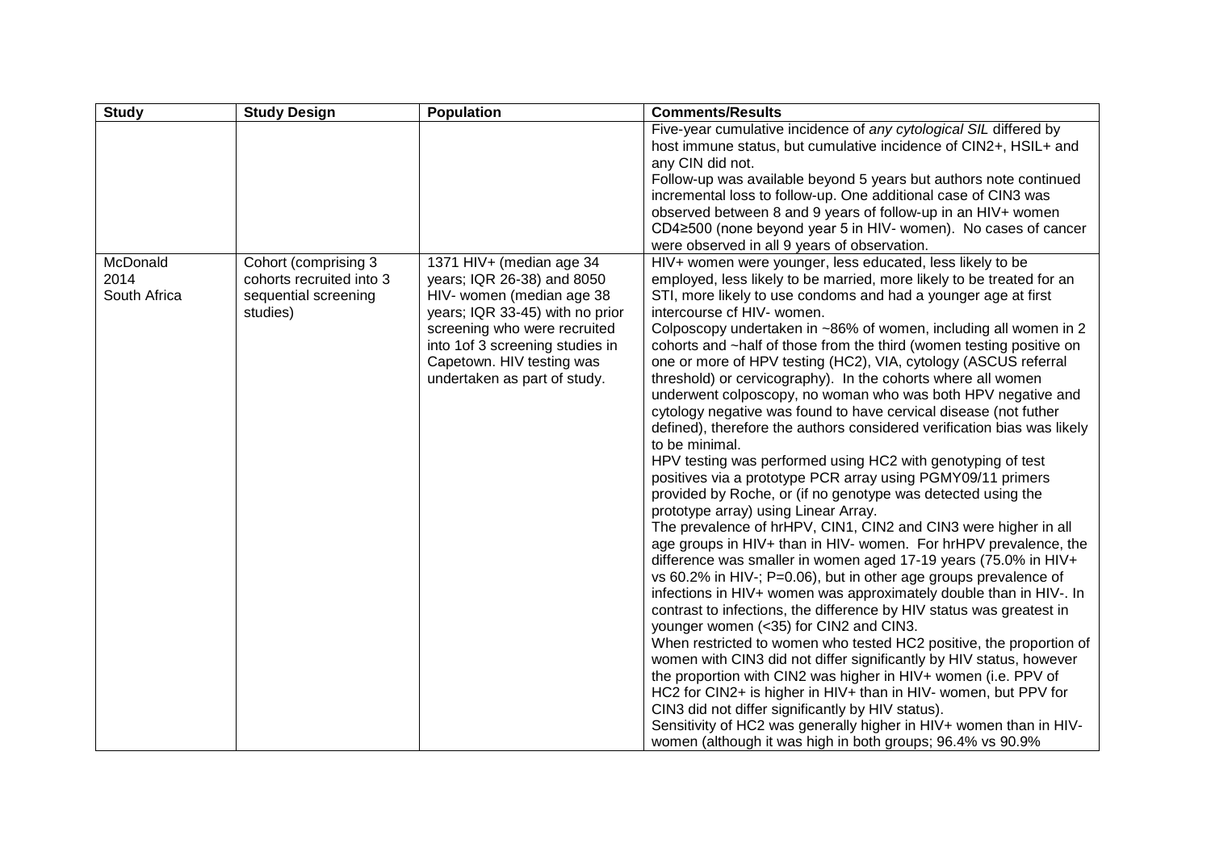| Study | Study Design | Population | Comments/Results |
|---|---|---|---|
| | | | Five-year cumulative incidence of *any cytological SIL* differed by host immune status, but cumulative incidence of CIN2+, HSIL+ and any CIN did not.<br>Follow-up was available beyond 5 years but authors note continued incremental loss to follow-up. One additional case of CIN3 was observed between 8 and 9 years of follow-up in an HIV+ women CD4≥500 (none beyond year 5 in HIV- women). No cases of cancer were observed in all 9 years of observation. |
| McDonald 2014 South Africa | Cohort (comprising 3 cohorts recruited into 3 sequential screening studies) | 1371 HIV+ (median age 34 years; IQR 26-38) and 8050 HIV- women (median age 38 years; IQR 33-45) with no prior screening who were recruited into 1of 3 screening studies in Capetown. HIV testing was undertaken as part of study. | HIV+ women were younger, less educated, less likely to be employed, less likely to be married, more likely to be treated for an STI, more likely to use condoms and had a younger age at first intercourse cf HIV- women.<br>Colposcopy undertaken in ~86% of women, including all women in 2 cohorts and ~half of those from the third (women testing positive on one or more of HPV testing (HC2), VIA, cytology (ASCUS referral threshold) or cervicography). In the cohorts where all women underwent colposcopy, no woman who was both HPV negative and cytology negative was found to have cervical disease (not futher defined), therefore the authors considered verification bias was likely to be minimal.<br>HPV testing was performed using HC2 with genotyping of test positives via a prototype PCR array using PGMY09/11 primers provided by Roche, or (if no genotype was detected using the prototype array) using Linear Array.<br>The prevalence of hrHPV, CIN1, CIN2 and CIN3 were higher in all age groups in HIV+ than in HIV- women. For hrHPV prevalence, the difference was smaller in women aged 17-19 years (75.0% in HIV+ vs 60.2% in HIV-; P=0.06), but in other age groups prevalence of infections in HIV+ women was approximately double than in HIV-. In contrast to infections, the difference by HIV status was greatest in younger women (<35) for CIN2 and CIN3.<br>When restricted to women who tested HC2 positive, the proportion of women with CIN3 did not differ significantly by HIV status, however the proportion with CIN2 was higher in HIV+ women (i.e. PPV of HC2 for CIN2+ is higher in HIV+ than in HIV- women, but PPV for CIN3 did not differ significantly by HIV status).<br>Sensitivity of HC2 was generally higher in HIV+ women than in HIV- women (although it was high in both groups; 96.4% vs 90.9% |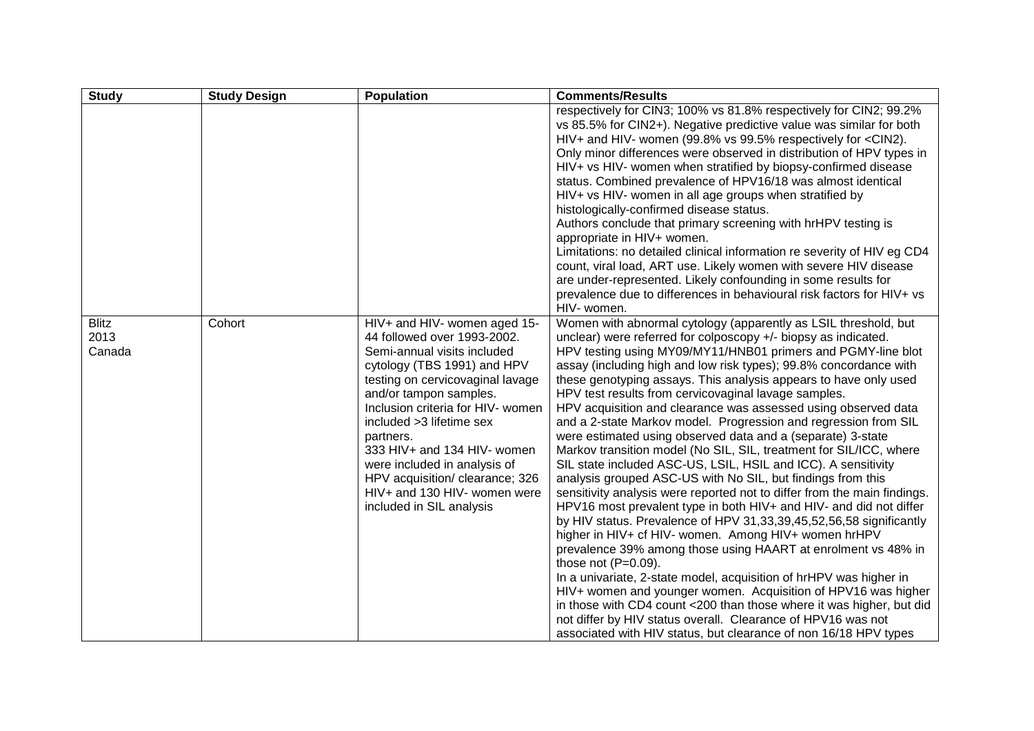| Study | Study Design | Population | Comments/Results |
|---|---|---|---|
| | | | respectively for CIN3; 100% vs 81.8% respectively for CIN2; 99.2% vs 85.5% for CIN2+). Negative predictive value was similar for both HIV+ and HIV- women (99.8% vs 99.5% respectively for <CIN2).<br>Only minor differences were observed in distribution of HPV types in HIV+ vs HIV- women when stratified by biopsy-confirmed disease status. Combined prevalence of HPV16/18 was almost identical HIV+ vs HIV- women in all age groups when stratified by histologically-confirmed disease status.<br>Authors conclude that primary screening with hrHPV testing is appropriate in HIV+ women.<br>Limitations: no detailed clinical information re severity of HIV eg CD4 count, viral load, ART use. Likely women with severe HIV disease are under-represented. Likely confounding in some results for prevalence due to differences in behavioural risk factors for HIV+ vs HIV- women. |
| Blitz<br>2013<br>Canada | Cohort | HIV+ and HIV- women aged 15-44 followed over 1993-2002.<br>Semi-annual visits included cytology (TBS 1991) and HPV testing on cervicovaginal lavage and/or tampon samples.<br>Inclusion criteria for HIV- women included >3 lifetime sex partners.<br>333 HIV+ and 134 HIV- women were included in analysis of HPV acquisition/ clearance; 326 HIV+ and 130 HIV- women were included in SIL analysis | Women with abnormal cytology (apparently as LSIL threshold, but unclear) were referred for colposcopy +/- biopsy as indicated.<br>HPV testing using MY09/MY11/HNB01 primers and PGMY-line blot assay (including high and low risk types); 99.8% concordance with these genotyping assays. This analysis appears to have only used HPV test results from cervicovaginal lavage samples.<br>HPV acquisition and clearance was assessed using observed data and a 2-state Markov model. Progression and regression from SIL were estimated using observed data and a (separate) 3-state Markov transition model (No SIL, SIL, treatment for SIL/ICC, where SIL state included ASC-US, LSIL, HSIL and ICC). A sensitivity analysis grouped ASC-US with No SIL, but findings from this sensitivity analysis were reported not to differ from the main findings.<br>HPV16 most prevalent type in both HIV+ and HIV- and did not differ by HIV status. Prevalence of HPV 31,33,39,45,52,56,58 significantly higher in HIV+ cf HIV- women. Among HIV+ women hrHPV prevalence 39% among those using HAART at enrolment vs 48% in those not (P=0.09).<br>In a univariate, 2-state model, acquisition of hrHPV was higher in HIV+ women and younger women. Acquisition of HPV16 was higher in those with CD4 count <200 than those where it was higher, but did not differ by HIV status overall. Clearance of HPV16 was not associated with HIV status, but clearance of non 16/18 HPV types |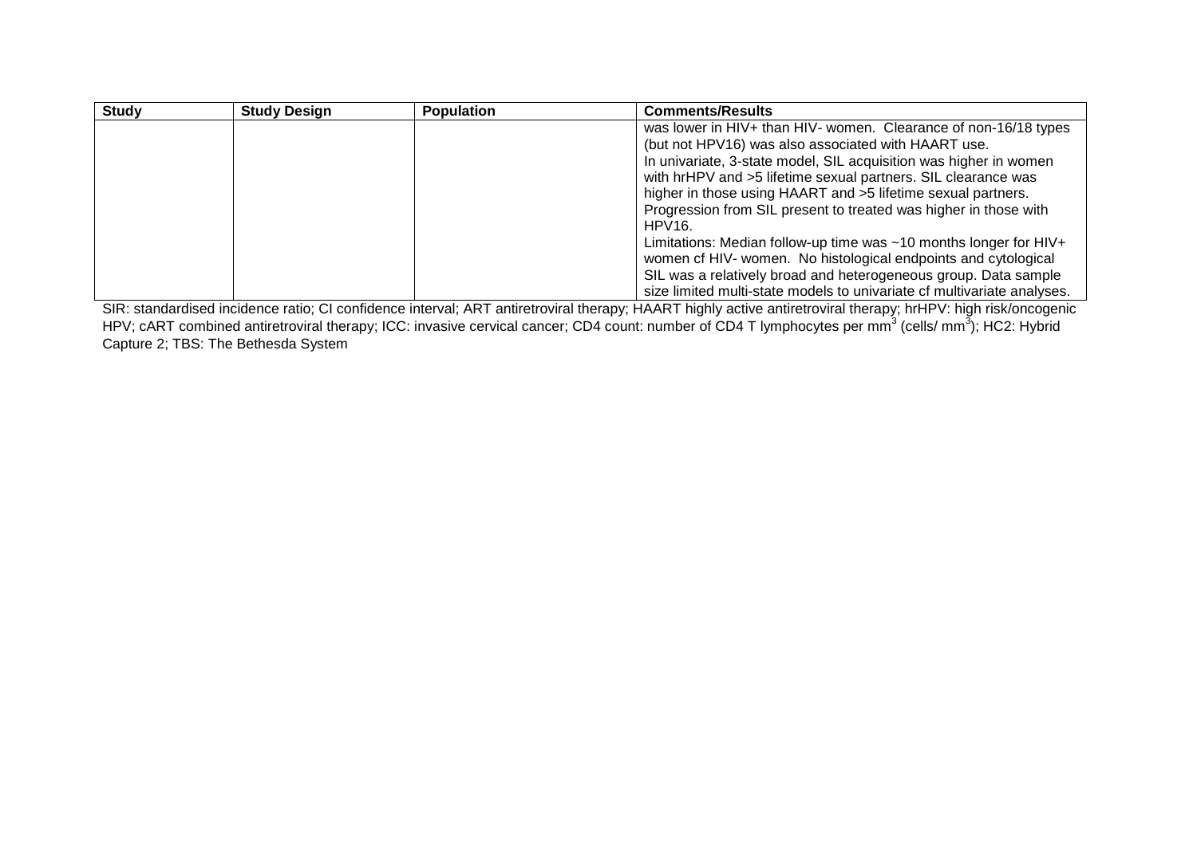| Study | Study Design | Population | Comments/Results |
| --- | --- | --- | --- |
| | | | was lower in HIV+ than HIV- women. Clearance of non-16/18 types (but not HPV16) was also associated with HAART use.<br>In univariate, 3-state model, SIL acquisition was higher in women with hrHPV and >5 lifetime sexual partners. SIL clearance was higher in those using HAART and >5 lifetime sexual partners. Progression from SIL present to treated was higher in those with HPV16.<br>Limitations: Median follow-up time was ~10 months longer for HIV+ women cf HIV- women. No histological endpoints and cytological SIL was a relatively broad and heterogeneous group. Data sample size limited multi-state models to univariate cf multivariate analyses. |

SIR: standardised incidence ratio; CI confidence interval; ART antiretroviral therapy; HAART highly active antiretroviral therapy; hrHPV: high risk/oncogenic HPV; cART combined antiretroviral therapy; ICC: invasive cervical cancer; CD4 count: number of CD4 T lymphocytes per $mm^3$ (cells/ $mm^3$); HC2: Hybrid Capture 2; TBS: The Bethesda System